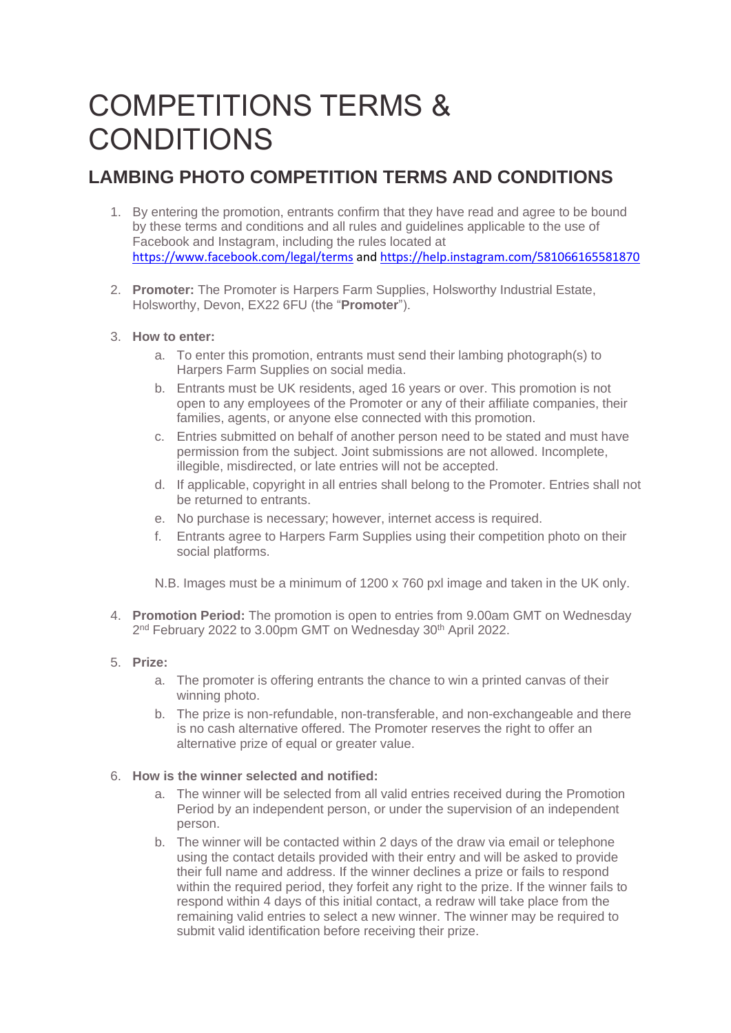# COMPETITIONS TERMS & CONDITIONS

## LAMBING PHOTO COMPETITION TERMS AND CONDITIONS

1. By entering the promotion, entrants confirm that they have read and agree to be bound by these terms and conditions and all rules and guidelines applicable to the use of Facebook and Instagram, including the rules located at https://www.facebook.com/legal/terms and https://help.instagram.com/581066165581870

2. **Promoter:** The Promoter is Harpers Farm Supplies, Holsworthy Industrial Estate, Holsworthy, Devon, EX22 6FU (the "**Promoter**").

3. **How to enter:**
   a. To enter this promotion, entrants must send their lambing photograph(s) to Harpers Farm Supplies on social media.
   b. Entrants must be UK residents, aged 16 years or over. This promotion is not open to any employees of the Promoter or any of their affiliate companies, their families, agents, or anyone else connected with this promotion.
   c. Entries submitted on behalf of another person need to be stated and must have permission from the subject. Joint submissions are not allowed. Incomplete, illegible, misdirected, or late entries will not be accepted.
   d. If applicable, copyright in all entries shall belong to the Promoter. Entries shall not be returned to entrants.
   e. No purchase is necessary; however, internet access is required.
   f. Entrants agree to Harpers Farm Supplies using their competition photo on their social platforms.

   N.B. Images must be a minimum of 1200 x 760 pxl image and taken in the UK only.

4. **Promotion Period:** The promotion is open to entries from 9.00am GMT on Wednesday 2nd February 2022 to 3.00pm GMT on Wednesday 30th April 2022.

5. **Prize:**
   a. The promoter is offering entrants the chance to win a printed canvas of their winning photo.
   b. The prize is non-refundable, non-transferable, and non-exchangeable and there is no cash alternative offered. The Promoter reserves the right to offer an alternative prize of equal or greater value.

6. **How is the winner selected and notified:**
   a. The winner will be selected from all valid entries received during the Promotion Period by an independent person, or under the supervision of an independent person.
   b. The winner will be contacted within 2 days of the draw via email or telephone using the contact details provided with their entry and will be asked to provide their full name and address. If the winner declines a prize or fails to respond within the required period, they forfeit any right to the prize. If the winner fails to respond within 4 days of this initial contact, a redraw will take place from the remaining valid entries to select a new winner. The winner may be required to submit valid identification before receiving their prize.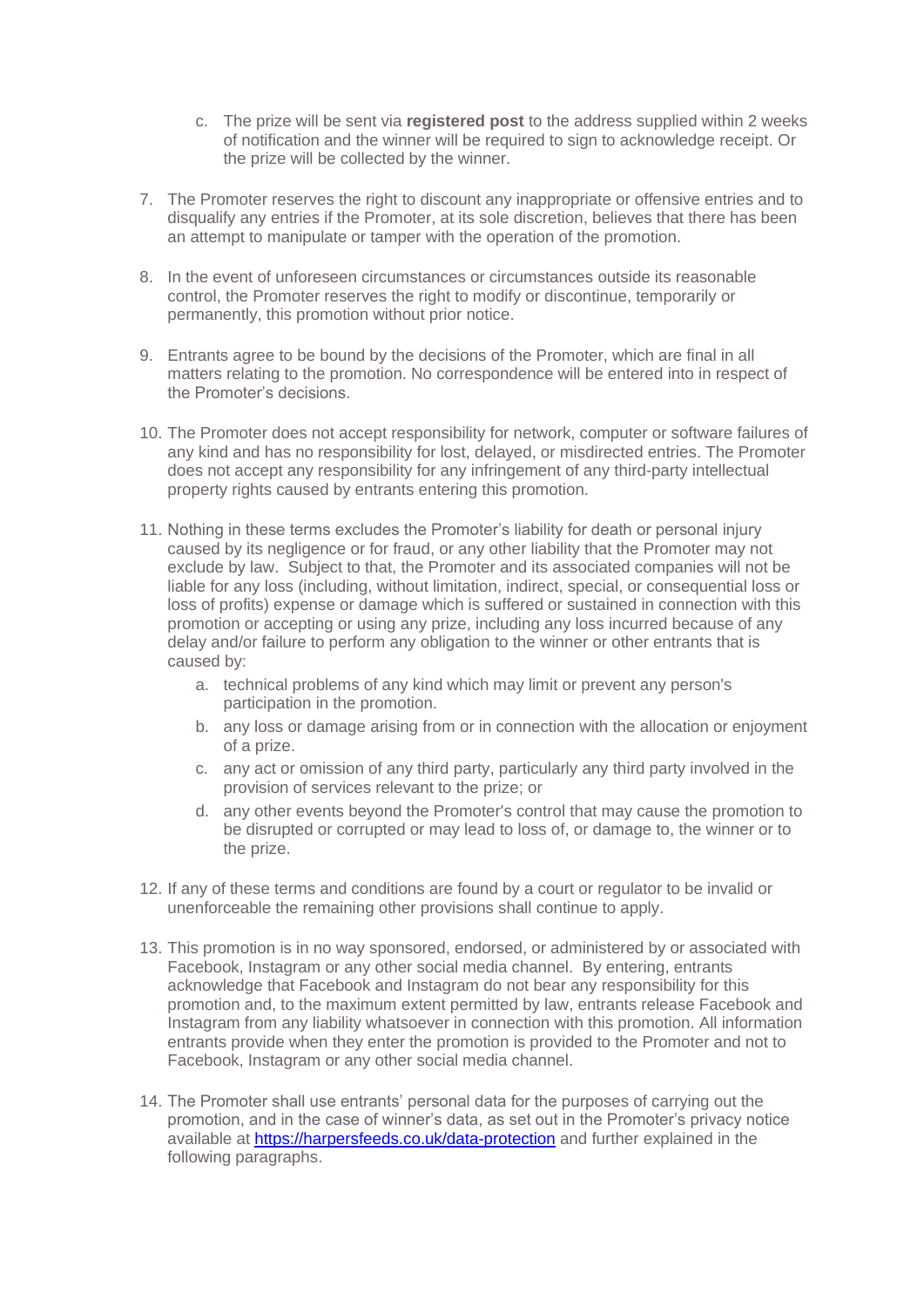c. The prize will be sent via **registered post** to the address supplied within 2 weeks of notification and the winner will be required to sign to acknowledge receipt. Or the prize will be collected by the winner.

7. The Promoter reserves the right to discount any inappropriate or offensive entries and to disqualify any entries if the Promoter, at its sole discretion, believes that there has been an attempt to manipulate or tamper with the operation of the promotion.

8. In the event of unforeseen circumstances or circumstances outside its reasonable control, the Promoter reserves the right to modify or discontinue, temporarily or permanently, this promotion without prior notice.

9. Entrants agree to be bound by the decisions of the Promoter, which are final in all matters relating to the promotion. No correspondence will be entered into in respect of the Promoter's decisions.

10. The Promoter does not accept responsibility for network, computer or software failures of any kind and has no responsibility for lost, delayed, or misdirected entries. The Promoter does not accept any responsibility for any infringement of any third-party intellectual property rights caused by entrants entering this promotion.

11. Nothing in these terms excludes the Promoter's liability for death or personal injury caused by its negligence or for fraud, or any other liability that the Promoter may not exclude by law. Subject to that, the Promoter and its associated companies will not be liable for any loss (including, without limitation, indirect, special, or consequential loss or loss of profits) expense or damage which is suffered or sustained in connection with this promotion or accepting or using any prize, including any loss incurred because of any delay and/or failure to perform any obligation to the winner or other entrants that is caused by:
    a. technical problems of any kind which may limit or prevent any person's participation in the promotion.
    b. any loss or damage arising from or in connection with the allocation or enjoyment of a prize.
    c. any act or omission of any third party, particularly any third party involved in the provision of services relevant to the prize; or
    d. any other events beyond the Promoter's control that may cause the promotion to be disrupted or corrupted or may lead to loss of, or damage to, the winner or to the prize.

12. If any of these terms and conditions are found by a court or regulator to be invalid or unenforceable the remaining other provisions shall continue to apply.

13. This promotion is in no way sponsored, endorsed, or administered by or associated with Facebook, Instagram or any other social media channel. By entering, entrants acknowledge that Facebook and Instagram do not bear any responsibility for this promotion and, to the maximum extent permitted by law, entrants release Facebook and Instagram from any liability whatsoever in connection with this promotion. All information entrants provide when they enter the promotion is provided to the Promoter and not to Facebook, Instagram or any other social media channel.

14. The Promoter shall use entrants' personal data for the purposes of carrying out the promotion, and in the case of winner's data, as set out in the Promoter's privacy notice available at [https://harpersfeeds.co.uk/data-protection](https://harpersfeeds.co.uk/data-protection) and further explained in the following paragraphs.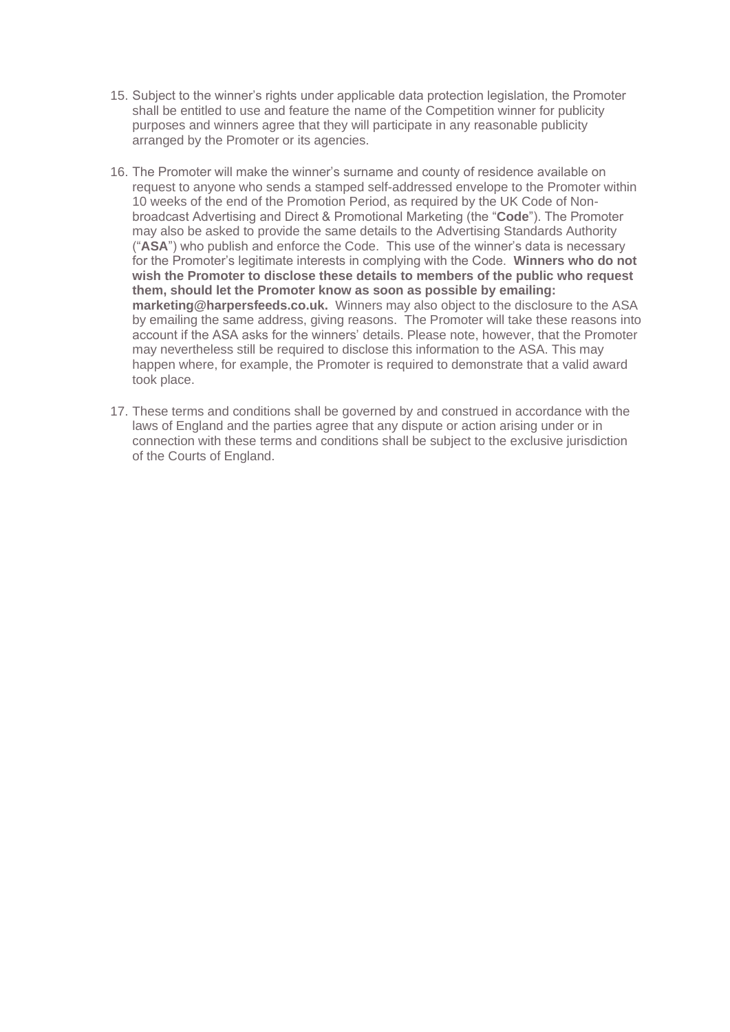15. Subject to the winner's rights under applicable data protection legislation, the Promoter shall be entitled to use and feature the name of the Competition winner for publicity purposes and winners agree that they will participate in any reasonable publicity arranged by the Promoter or its agencies.

16. The Promoter will make the winner's surname and county of residence available on request to anyone who sends a stamped self-addressed envelope to the Promoter within 10 weeks of the end of the Promotion Period, as required by the UK Code of Non-broadcast Advertising and Direct & Promotional Marketing (the "**Code**"). The Promoter may also be asked to provide the same details to the Advertising Standards Authority ("**ASA**") who publish and enforce the Code. This use of the winner's data is necessary for the Promoter's legitimate interests in complying with the Code. **Winners who do not wish the Promoter to disclose these details to members of the public who request them, should let the Promoter know as soon as possible by emailing: marketing@harpersfeeds.co.uk.** Winners may also object to the disclosure to the ASA by emailing the same address, giving reasons. The Promoter will take these reasons into account if the ASA asks for the winners' details. Please note, however, that the Promoter may nevertheless still be required to disclose this information to the ASA. This may happen where, for example, the Promoter is required to demonstrate that a valid award took place.

17. These terms and conditions shall be governed by and construed in accordance with the laws of England and the parties agree that any dispute or action arising under or in connection with these terms and conditions shall be subject to the exclusive jurisdiction of the Courts of England.